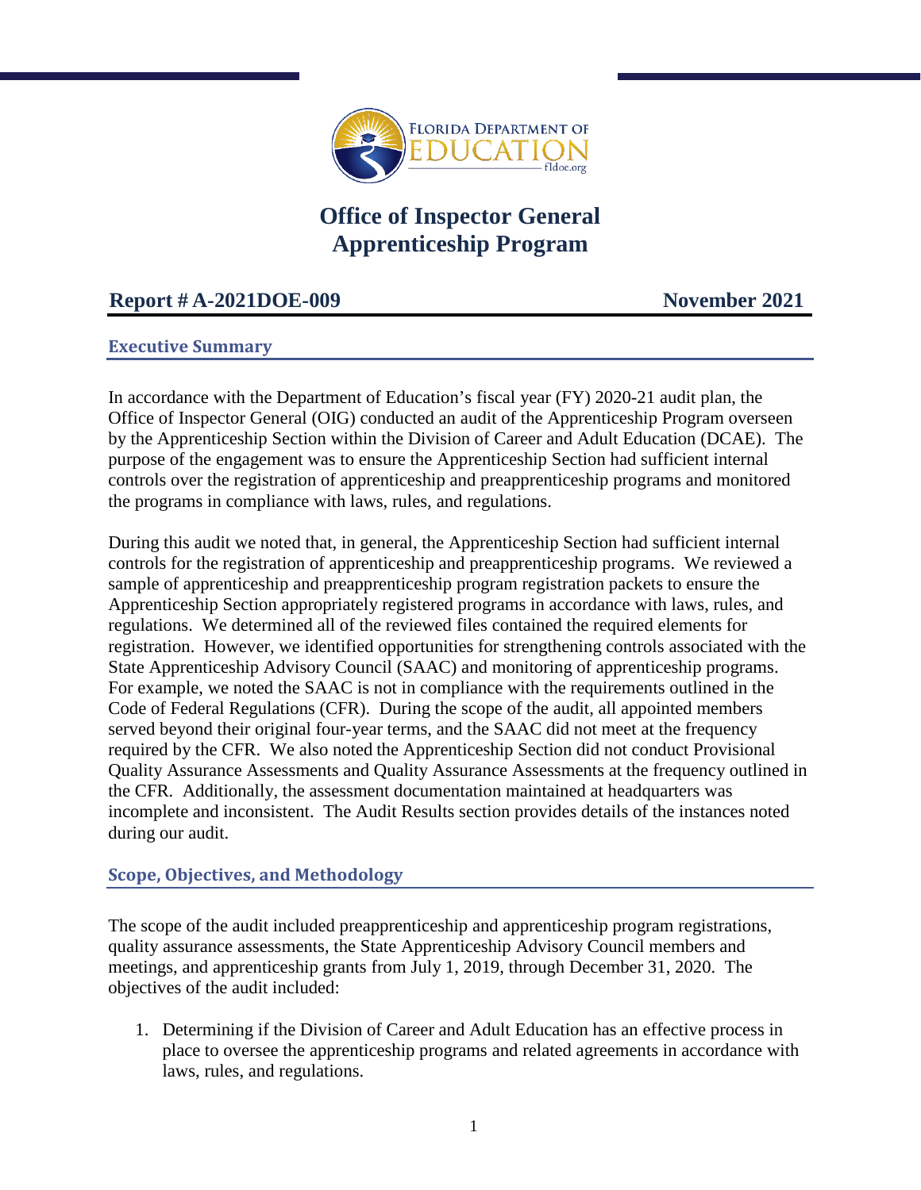# Office of Inspector General
# Apprenticeship Program

**Report # A-2021DOE-009** **November 2021**

## Executive Summary

In accordance with the Department of Education's fiscal year (FY) 2020-21 audit plan, the Office of Inspector General (OIG) conducted an audit of the Apprenticeship Program overseen by the Apprenticeship Section within the Division of Career and Adult Education (DCAE). The purpose of the engagement was to ensure the Apprenticeship Section had sufficient internal controls over the registration of apprenticeship and preapprenticeship programs and monitored the programs in compliance with laws, rules, and regulations.

During this audit we noted that, in general, the Apprenticeship Section had sufficient internal controls for the registration of apprenticeship and preapprenticeship programs. We reviewed a sample of apprenticeship and preapprenticeship program registration packets to ensure the Apprenticeship Section appropriately registered programs in accordance with laws, rules, and regulations. We determined all of the reviewed files contained the required elements for registration. However, we identified opportunities for strengthening controls associated with the State Apprenticeship Advisory Council (SAAC) and monitoring of apprenticeship programs. For example, we noted the SAAC is not in compliance with the requirements outlined in the Code of Federal Regulations (CFR). During the scope of the audit, all appointed members served beyond their original four-year terms, and the SAAC did not meet at the frequency required by the CFR. We also noted the Apprenticeship Section did not conduct Provisional Quality Assurance Assessments and Quality Assurance Assessments at the frequency outlined in the CFR. Additionally, the assessment documentation maintained at headquarters was incomplete and inconsistent. The Audit Results section provides details of the instances noted during our audit.

## Scope, Objectives, and Methodology

The scope of the audit included preapprenticeship and apprenticeship program registrations, quality assurance assessments, the State Apprenticeship Advisory Council members and meetings, and apprenticeship grants from July 1, 2019, through December 31, 2020. The objectives of the audit included:

1. Determining if the Division of Career and Adult Education has an effective process in place to oversee the apprenticeship programs and related agreements in accordance with laws, rules, and regulations.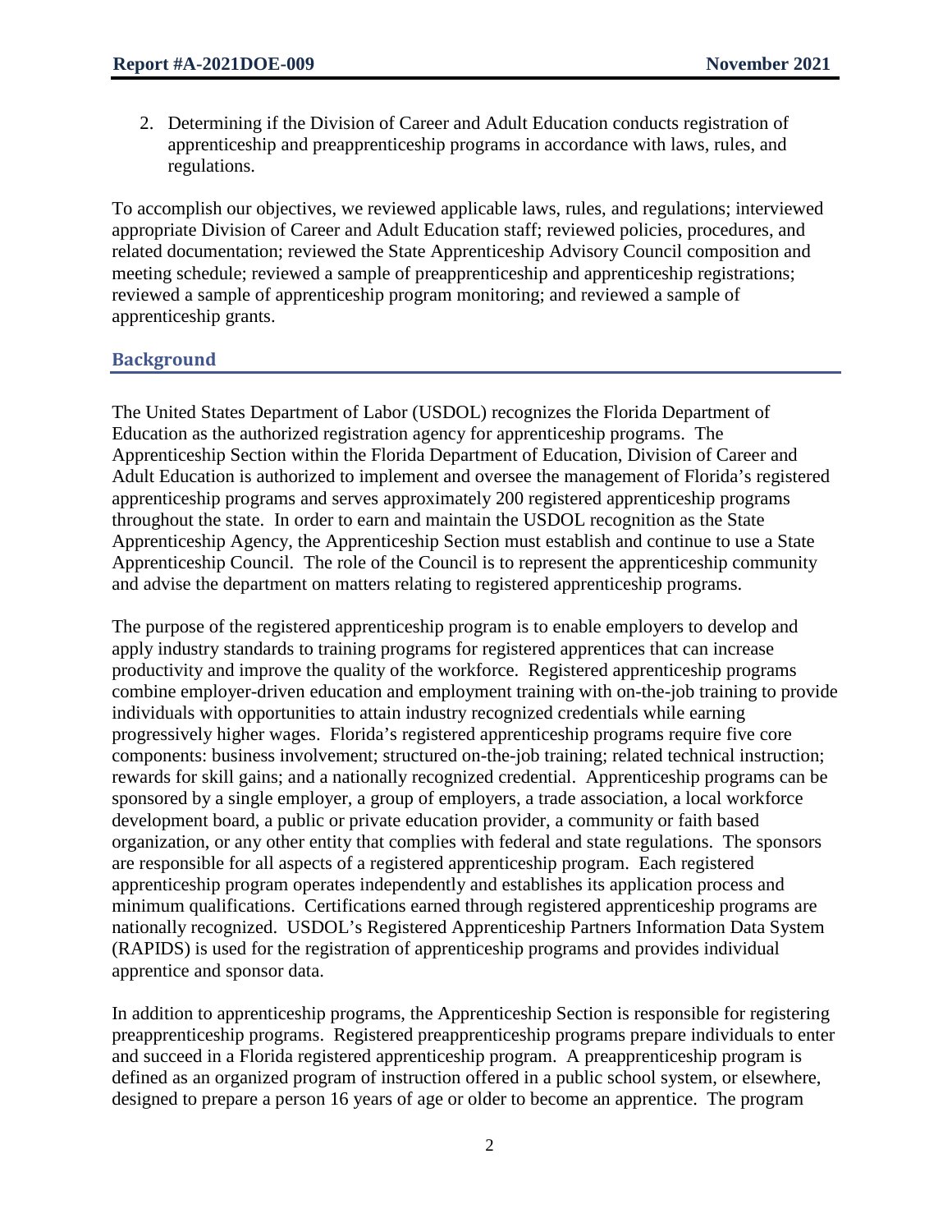2. Determining if the Division of Career and Adult Education conducts registration of apprenticeship and preapprenticeship programs in accordance with laws, rules, and regulations.

To accomplish our objectives, we reviewed applicable laws, rules, and regulations; interviewed appropriate Division of Career and Adult Education staff; reviewed policies, procedures, and related documentation; reviewed the State Apprenticeship Advisory Council composition and meeting schedule; reviewed a sample of preapprenticeship and apprenticeship registrations; reviewed a sample of apprenticeship program monitoring; and reviewed a sample of apprenticeship grants.

## Background

The United States Department of Labor (USDOL) recognizes the Florida Department of Education as the authorized registration agency for apprenticeship programs. The Apprenticeship Section within the Florida Department of Education, Division of Career and Adult Education is authorized to implement and oversee the management of Florida's registered apprenticeship programs and serves approximately 200 registered apprenticeship programs throughout the state. In order to earn and maintain the USDOL recognition as the State Apprenticeship Agency, the Apprenticeship Section must establish and continue to use a State Apprenticeship Council. The role of the Council is to represent the apprenticeship community and advise the department on matters relating to registered apprenticeship programs.

The purpose of the registered apprenticeship program is to enable employers to develop and apply industry standards to training programs for registered apprentices that can increase productivity and improve the quality of the workforce. Registered apprenticeship programs combine employer-driven education and employment training with on-the-job training to provide individuals with opportunities to attain industry recognized credentials while earning progressively higher wages. Florida's registered apprenticeship programs require five core components: business involvement; structured on-the-job training; related technical instruction; rewards for skill gains; and a nationally recognized credential. Apprenticeship programs can be sponsored by a single employer, a group of employers, a trade association, a local workforce development board, a public or private education provider, a community or faith based organization, or any other entity that complies with federal and state regulations. The sponsors are responsible for all aspects of a registered apprenticeship program. Each registered apprenticeship program operates independently and establishes its application process and minimum qualifications. Certifications earned through registered apprenticeship programs are nationally recognized. USDOL's Registered Apprenticeship Partners Information Data System (RAPIDS) is used for the registration of apprenticeship programs and provides individual apprentice and sponsor data.

In addition to apprenticeship programs, the Apprenticeship Section is responsible for registering preapprenticeship programs. Registered preapprenticeship programs prepare individuals to enter and succeed in a Florida registered apprenticeship program. A preapprenticeship program is defined as an organized program of instruction offered in a public school system, or elsewhere, designed to prepare a person 16 years of age or older to become an apprentice. The program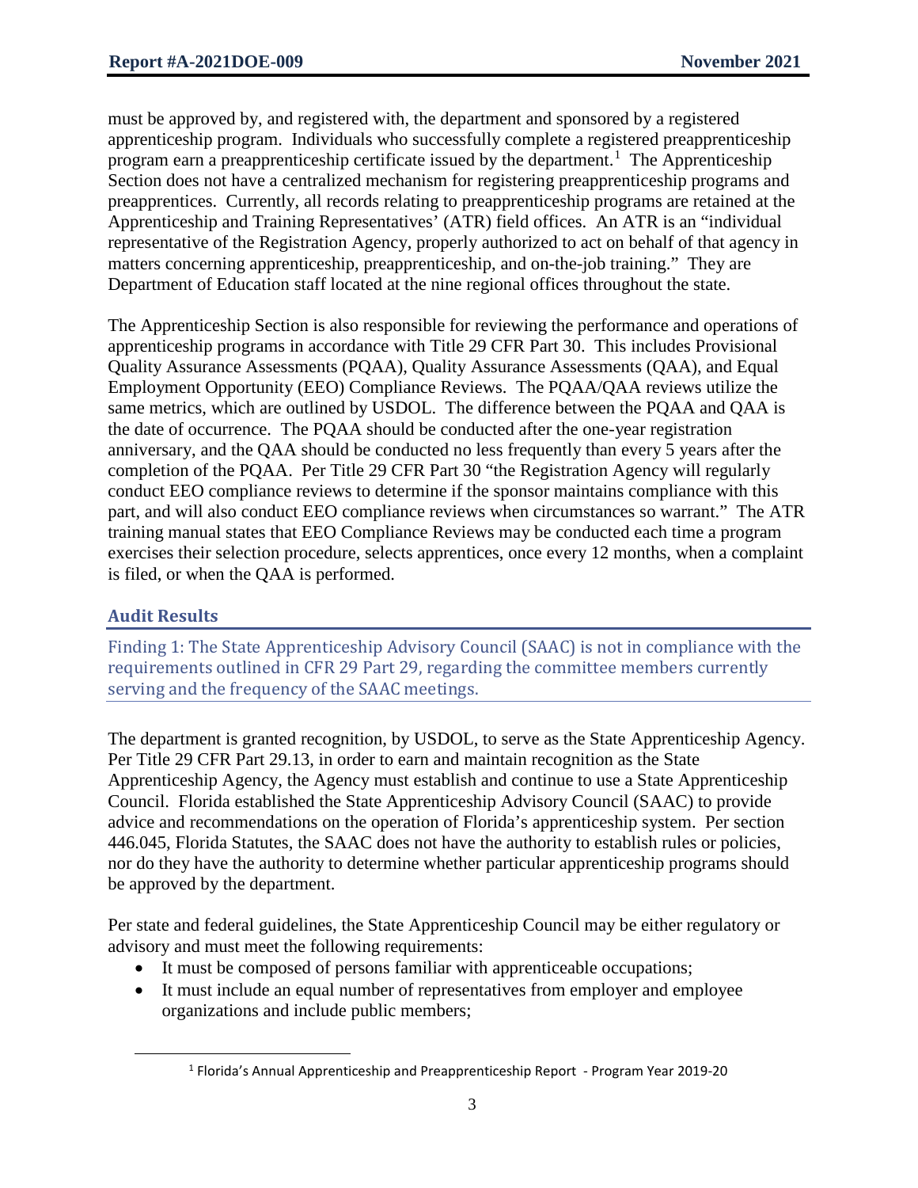must be approved by, and registered with, the department and sponsored by a registered apprenticeship program. Individuals who successfully complete a registered preapprenticeship program earn a preapprenticeship certificate issued by the department.[1] The Apprenticeship Section does not have a centralized mechanism for registering preapprenticeship programs and preapprentices. Currently, all records relating to preapprenticeship programs are retained at the Apprenticeship and Training Representatives' (ATR) field offices. An ATR is an "individual representative of the Registration Agency, properly authorized to act on behalf of that agency in matters concerning apprenticeship, preapprenticeship, and on-the-job training." They are Department of Education staff located at the nine regional offices throughout the state.

The Apprenticeship Section is also responsible for reviewing the performance and operations of apprenticeship programs in accordance with Title 29 CFR Part 30. This includes Provisional Quality Assurance Assessments (PQAA), Quality Assurance Assessments (QAA), and Equal Employment Opportunity (EEO) Compliance Reviews. The PQAA/QAA reviews utilize the same metrics, which are outlined by USDOL. The difference between the PQAA and QAA is the date of occurrence. The PQAA should be conducted after the one-year registration anniversary, and the QAA should be conducted no less frequently than every 5 years after the completion of the PQAA. Per Title 29 CFR Part 30 "the Registration Agency will regularly conduct EEO compliance reviews to determine if the sponsor maintains compliance with this part, and will also conduct EEO compliance reviews when circumstances so warrant." The ATR training manual states that EEO Compliance Reviews may be conducted each time a program exercises their selection procedure, selects apprentices, once every 12 months, when a complaint is filed, or when the QAA is performed.

## Audit Results

### Finding 1: The State Apprenticeship Advisory Council (SAAC) is not in compliance with the requirements outlined in CFR 29 Part 29, regarding the committee members currently serving and the frequency of the SAAC meetings.

The department is granted recognition, by USDOL, to serve as the State Apprenticeship Agency. Per Title 29 CFR Part 29.13, in order to earn and maintain recognition as the State Apprenticeship Agency, the Agency must establish and continue to use a State Apprenticeship Council. Florida established the State Apprenticeship Advisory Council (SAAC) to provide advice and recommendations on the operation of Florida's apprenticeship system. Per section 446.045, Florida Statutes, the SAAC does not have the authority to establish rules or policies, nor do they have the authority to determine whether particular apprenticeship programs should be approved by the department.

Per state and federal guidelines, the State Apprenticeship Council may be either regulatory or advisory and must meet the following requirements:

- It must be composed of persons familiar with apprenticeable occupations;
- It must include an equal number of representatives from employer and employee organizations and include public members;

[1] Florida's Annual Apprenticeship and Preapprenticeship Report - Program Year 2019-20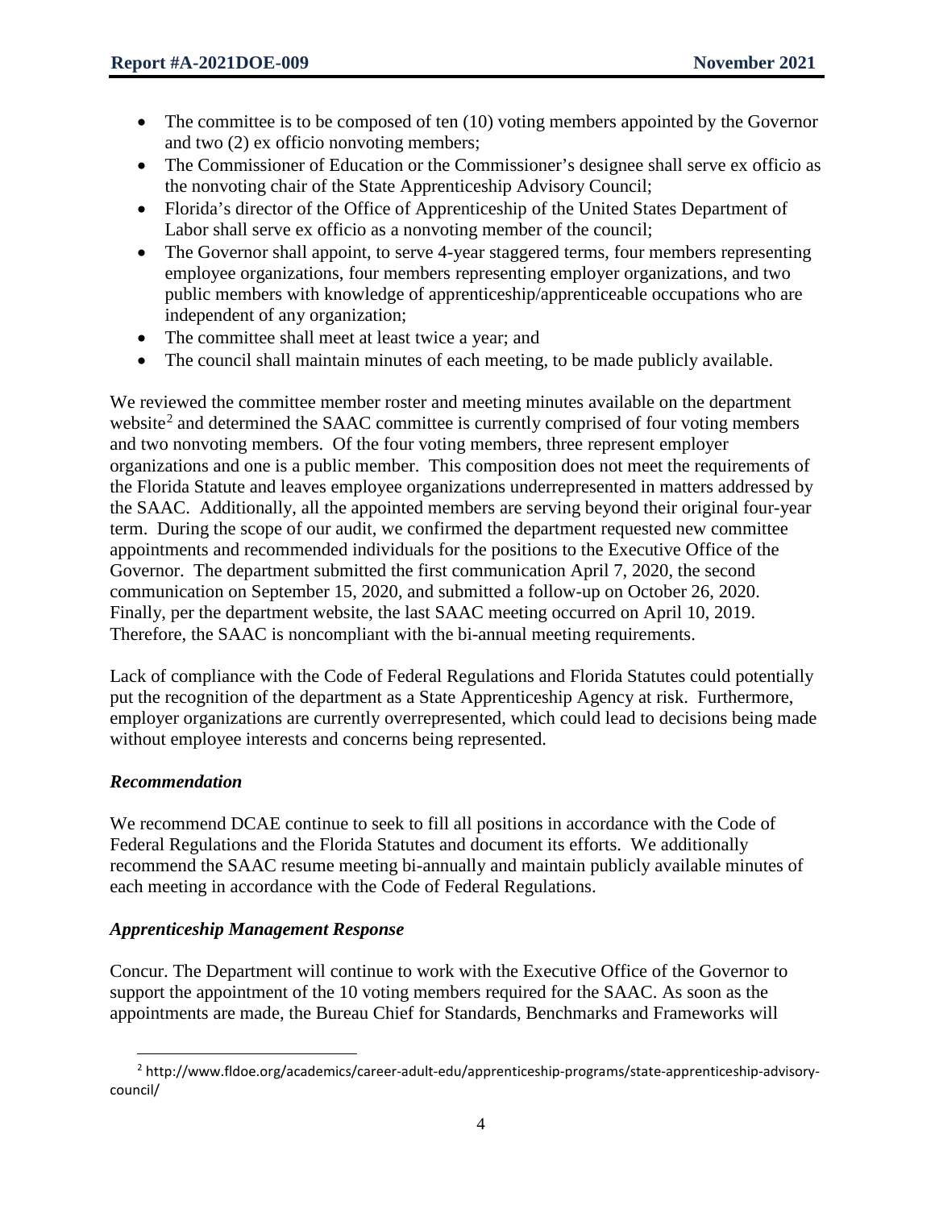- The committee is to be composed of ten (10) voting members appointed by the Governor and two (2) ex officio nonvoting members;
- The Commissioner of Education or the Commissioner's designee shall serve ex officio as the nonvoting chair of the State Apprenticeship Advisory Council;
- Florida's director of the Office of Apprenticeship of the United States Department of Labor shall serve ex officio as a nonvoting member of the council;
- The Governor shall appoint, to serve 4-year staggered terms, four members representing employee organizations, four members representing employer organizations, and two public members with knowledge of apprenticeship/apprenticeable occupations who are independent of any organization;
- The committee shall meet at least twice a year; and
- The council shall maintain minutes of each meeting, to be made publicly available.

We reviewed the committee member roster and meeting minutes available on the department website[2] and determined the SAAC committee is currently comprised of four voting members and two nonvoting members. Of the four voting members, three represent employer organizations and one is a public member. This composition does not meet the requirements of the Florida Statute and leaves employee organizations underrepresented in matters addressed by the SAAC. Additionally, all the appointed members are serving beyond their original four-year term. During the scope of our audit, we confirmed the department requested new committee appointments and recommended individuals for the positions to the Executive Office of the Governor. The department submitted the first communication April 7, 2020, the second communication on September 15, 2020, and submitted a follow-up on October 26, 2020. Finally, per the department website, the last SAAC meeting occurred on April 10, 2019. Therefore, the SAAC is noncompliant with the bi-annual meeting requirements.

Lack of compliance with the Code of Federal Regulations and Florida Statutes could potentially put the recognition of the department as a State Apprenticeship Agency at risk. Furthermore, employer organizations are currently overrepresented, which could lead to decisions being made without employee interests and concerns being represented.

### *Recommendation*

We recommend DCAE continue to seek to fill all positions in accordance with the Code of Federal Regulations and the Florida Statutes and document its efforts. We additionally recommend the SAAC resume meeting bi-annually and maintain publicly available minutes of each meeting in accordance with the Code of Federal Regulations.

### *Apprenticeship Management Response*

Concur. The Department will continue to work with the Executive Office of the Governor to support the appointment of the 10 voting members required for the SAAC. As soon as the appointments are made, the Bureau Chief for Standards, Benchmarks and Frameworks will

[2] http://www.fldoe.org/academics/career-adult-edu/apprenticeship-programs/state-apprenticeship-advisory-council/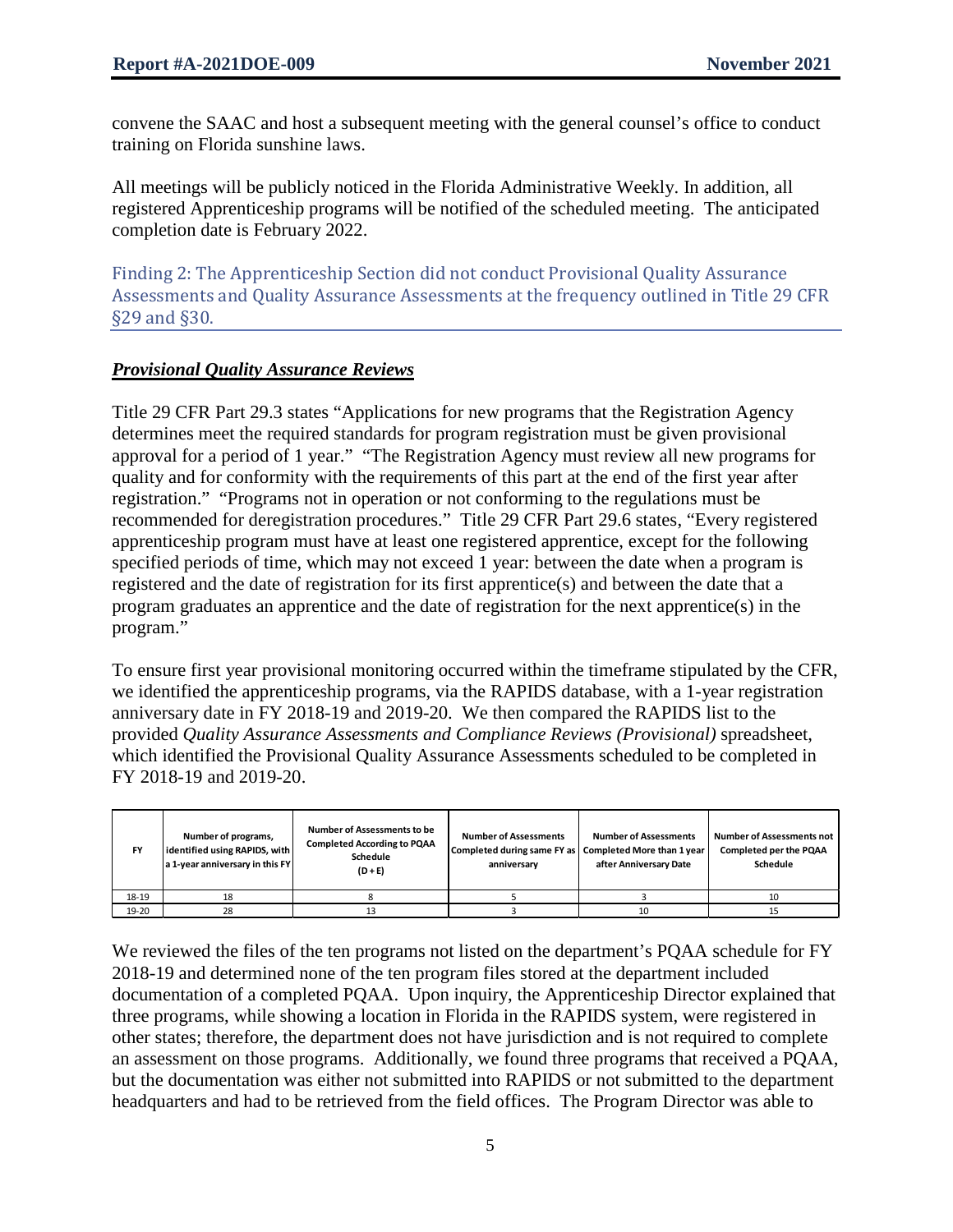convene the SAAC and host a subsequent meeting with the general counsel's office to conduct training on Florida sunshine laws.

All meetings will be publicly noticed in the Florida Administrative Weekly. In addition, all registered Apprenticeship programs will be notified of the scheduled meeting. The anticipated completion date is February 2022.

## Finding 2: The Apprenticeship Section did not conduct Provisional Quality Assurance Assessments and Quality Assurance Assessments at the frequency outlined in Title 29 CFR §29 and §30.

***Provisional Quality Assurance Reviews***

Title 29 CFR Part 29.3 states "Applications for new programs that the Registration Agency determines meet the required standards for program registration must be given provisional approval for a period of 1 year." "The Registration Agency must review all new programs for quality and for conformity with the requirements of this part at the end of the first year after registration." "Programs not in operation or not conforming to the regulations must be recommended for deregistration procedures." Title 29 CFR Part 29.6 states, "Every registered apprenticeship program must have at least one registered apprentice, except for the following specified periods of time, which may not exceed 1 year: between the date when a program is registered and the date of registration for its first apprentice(s) and between the date that a program graduates an apprentice and the date of registration for the next apprentice(s) in the program."

To ensure first year provisional monitoring occurred within the timeframe stipulated by the CFR, we identified the apprenticeship programs, via the RAPIDS database, with a 1-year registration anniversary date in FY 2018-19 and 2019-20. We then compared the RAPIDS list to the provided *Quality Assurance Assessments and Compliance Reviews (Provisional)* spreadsheet, which identified the Provisional Quality Assurance Assessments scheduled to be completed in FY 2018-19 and 2019-20.

| FY | Number of programs, identified using RAPIDS, with a 1-year anniversary in this FY | Number of Assessments to be Completed According to PQAA Schedule (D + E) | Number of Assessments Completed during same FY as anniversary | Number of Assessments Completed More than 1 year after Anniversary Date | Number of Assessments not Completed per the PQAA Schedule |
|---|---|---|---|---|---|
| 18-19 | 18 | 8 | 5 | 3 | 10 |
| 19-20 | 28 | 13 | 3 | 10 | 15 |

We reviewed the files of the ten programs not listed on the department's PQAA schedule for FY 2018-19 and determined none of the ten program files stored at the department included documentation of a completed PQAA. Upon inquiry, the Apprenticeship Director explained that three programs, while showing a location in Florida in the RAPIDS system, were registered in other states; therefore, the department does not have jurisdiction and is not required to complete an assessment on those programs. Additionally, we found three programs that received a PQAA, but the documentation was either not submitted into RAPIDS or not submitted to the department headquarters and had to be retrieved from the field offices. The Program Director was able to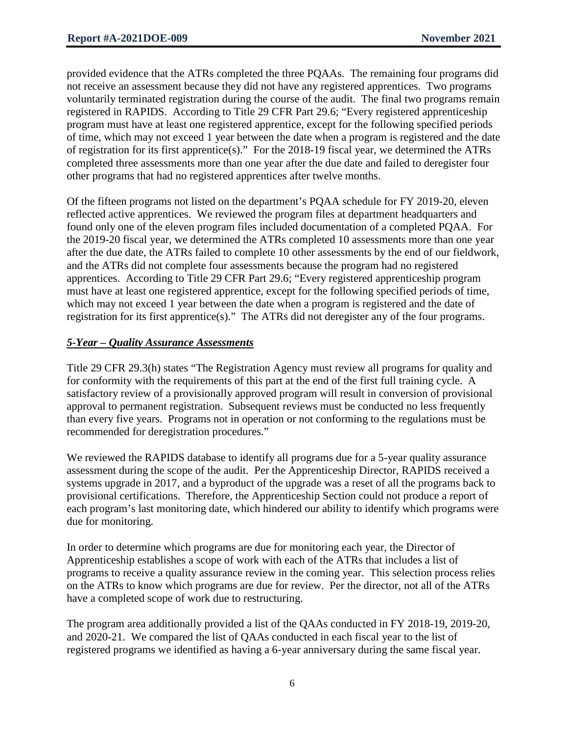provided evidence that the ATRs completed the three PQAAs. The remaining four programs did not receive an assessment because they did not have any registered apprentices. Two programs voluntarily terminated registration during the course of the audit. The final two programs remain registered in RAPIDS. According to Title 29 CFR Part 29.6; "Every registered apprenticeship program must have at least one registered apprentice, except for the following specified periods of time, which may not exceed 1 year between the date when a program is registered and the date of registration for its first apprentice(s)." For the 2018-19 fiscal year, we determined the ATRs completed three assessments more than one year after the due date and failed to deregister four other programs that had no registered apprentices after twelve months.

Of the fifteen programs not listed on the department's PQAA schedule for FY 2019-20, eleven reflected active apprentices. We reviewed the program files at department headquarters and found only one of the eleven program files included documentation of a completed PQAA. For the 2019-20 fiscal year, we determined the ATRs completed 10 assessments more than one year after the due date, the ATRs failed to complete 10 other assessments by the end of our fieldwork, and the ATRs did not complete four assessments because the program had no registered apprentices. According to Title 29 CFR Part 29.6; "Every registered apprenticeship program must have at least one registered apprentice, except for the following specified periods of time, which may not exceed 1 year between the date when a program is registered and the date of registration for its first apprentice(s)." The ATRs did not deregister any of the four programs.

***5-Year – Quality Assurance Assessments***

Title 29 CFR 29.3(h) states "The Registration Agency must review all programs for quality and for conformity with the requirements of this part at the end of the first full training cycle. A satisfactory review of a provisionally approved program will result in conversion of provisional approval to permanent registration. Subsequent reviews must be conducted no less frequently than every five years. Programs not in operation or not conforming to the regulations must be recommended for deregistration procedures."

We reviewed the RAPIDS database to identify all programs due for a 5-year quality assurance assessment during the scope of the audit. Per the Apprenticeship Director, RAPIDS received a systems upgrade in 2017, and a byproduct of the upgrade was a reset of all the programs back to provisional certifications. Therefore, the Apprenticeship Section could not produce a report of each program's last monitoring date, which hindered our ability to identify which programs were due for monitoring.

In order to determine which programs are due for monitoring each year, the Director of Apprenticeship establishes a scope of work with each of the ATRs that includes a list of programs to receive a quality assurance review in the coming year. This selection process relies on the ATRs to know which programs are due for review. Per the director, not all of the ATRs have a completed scope of work due to restructuring.

The program area additionally provided a list of the QAAs conducted in FY 2018-19, 2019-20, and 2020-21. We compared the list of QAAs conducted in each fiscal year to the list of registered programs we identified as having a 6-year anniversary during the same fiscal year.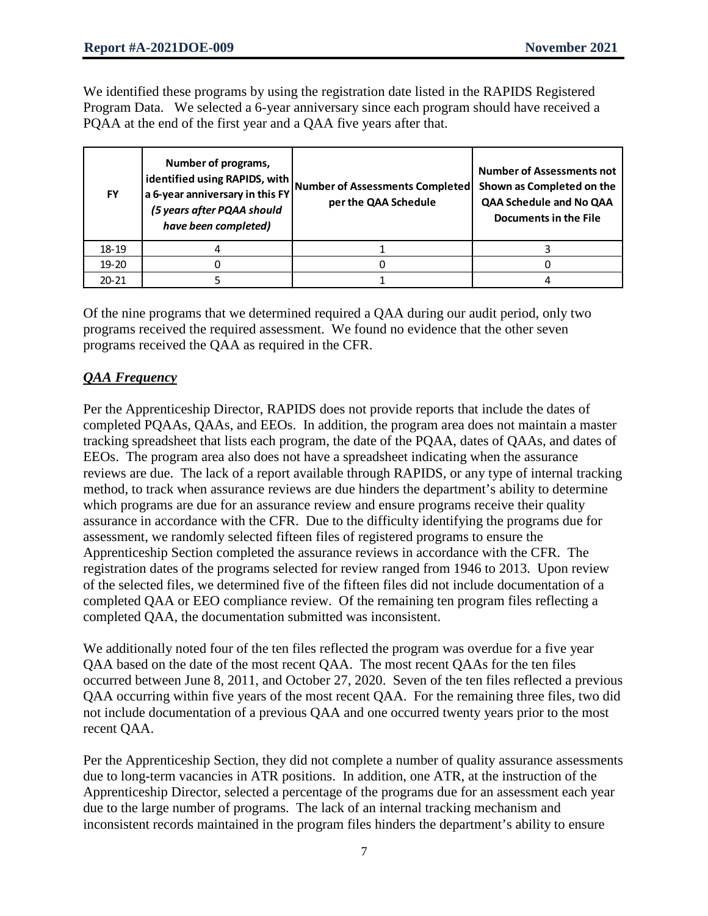We identified these programs by using the registration date listed in the RAPIDS Registered Program Data. We selected a 6-year anniversary since each program should have received a PQAA at the end of the first year and a QAA five years after that.

| FY | Number of programs, identified using RAPIDS, with a 6-year anniversary in this FY *(5 years after PQAA should have been completed)* | Number of Assessments Completed per the QAA Schedule | Number of Assessments not Shown as Completed on the QAA Schedule and No QAA Documents in the File |
|---|---|---|---|
| 18-19 | 4 | 1 | 3 |
| 19-20 | 0 | 0 | 0 |
| 20-21 | 5 | 1 | 4 |

Of the nine programs that we determined required a QAA during our audit period, only two programs received the required assessment. We found no evidence that the other seven programs received the QAA as required in the CFR.

***QAA Frequency***

Per the Apprenticeship Director, RAPIDS does not provide reports that include the dates of completed PQAAs, QAAs, and EEOs. In addition, the program area does not maintain a master tracking spreadsheet that lists each program, the date of the PQAA, dates of QAAs, and dates of EEOs. The program area also does not have a spreadsheet indicating when the assurance reviews are due. The lack of a report available through RAPIDS, or any type of internal tracking method, to track when assurance reviews are due hinders the department's ability to determine which programs are due for an assurance review and ensure programs receive their quality assurance in accordance with the CFR. Due to the difficulty identifying the programs due for assessment, we randomly selected fifteen files of registered programs to ensure the Apprenticeship Section completed the assurance reviews in accordance with the CFR. The registration dates of the programs selected for review ranged from 1946 to 2013. Upon review of the selected files, we determined five of the fifteen files did not include documentation of a completed QAA or EEO compliance review. Of the remaining ten program files reflecting a completed QAA, the documentation submitted was inconsistent.

We additionally noted four of the ten files reflected the program was overdue for a five year QAA based on the date of the most recent QAA. The most recent QAAs for the ten files occurred between June 8, 2011, and October 27, 2020. Seven of the ten files reflected a previous QAA occurring within five years of the most recent QAA. For the remaining three files, two did not include documentation of a previous QAA and one occurred twenty years prior to the most recent QAA.

Per the Apprenticeship Section, they did not complete a number of quality assurance assessments due to long-term vacancies in ATR positions. In addition, one ATR, at the instruction of the Apprenticeship Director, selected a percentage of the programs due for an assessment each year due to the large number of programs. The lack of an internal tracking mechanism and inconsistent records maintained in the program files hinders the department's ability to ensure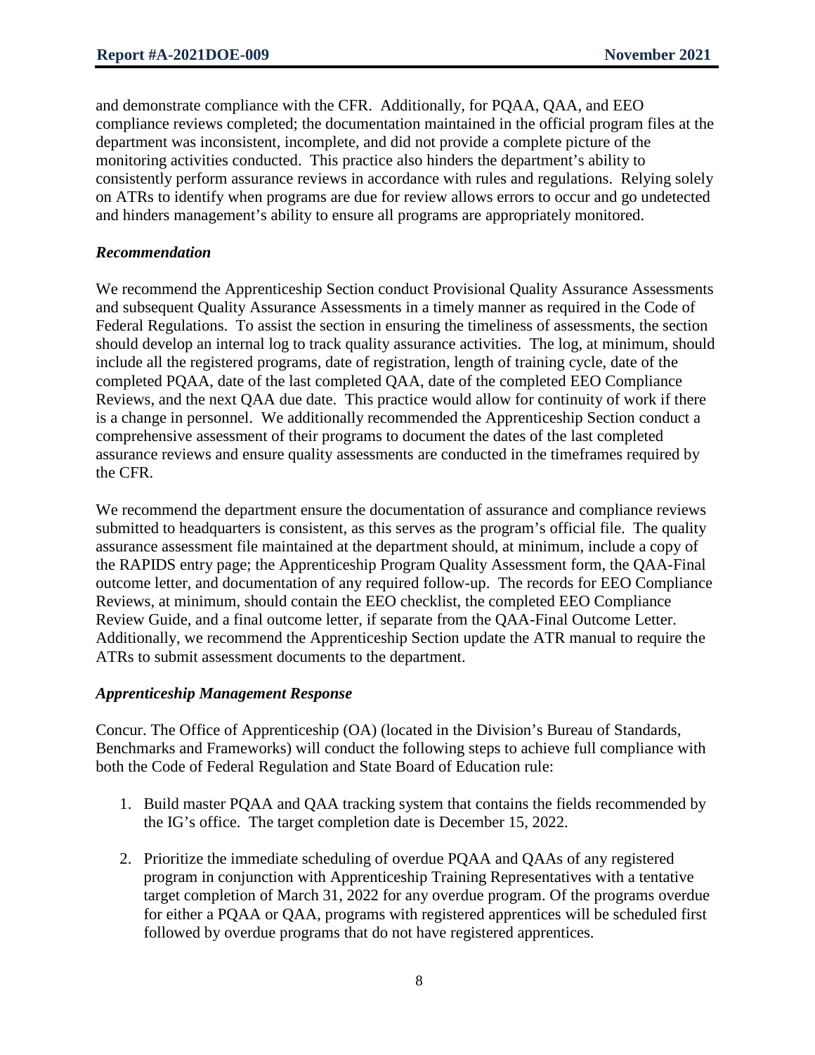and demonstrate compliance with the CFR. Additionally, for PQAA, QAA, and EEO compliance reviews completed; the documentation maintained in the official program files at the department was inconsistent, incomplete, and did not provide a complete picture of the monitoring activities conducted. This practice also hinders the department's ability to consistently perform assurance reviews in accordance with rules and regulations. Relying solely on ATRs to identify when programs are due for review allows errors to occur and go undetected and hinders management's ability to ensure all programs are appropriately monitored.

### *Recommendation*

We recommend the Apprenticeship Section conduct Provisional Quality Assurance Assessments and subsequent Quality Assurance Assessments in a timely manner as required in the Code of Federal Regulations. To assist the section in ensuring the timeliness of assessments, the section should develop an internal log to track quality assurance activities. The log, at minimum, should include all the registered programs, date of registration, length of training cycle, date of the completed PQAA, date of the last completed QAA, date of the completed EEO Compliance Reviews, and the next QAA due date. This practice would allow for continuity of work if there is a change in personnel. We additionally recommended the Apprenticeship Section conduct a comprehensive assessment of their programs to document the dates of the last completed assurance reviews and ensure quality assessments are conducted in the timeframes required by the CFR.

We recommend the department ensure the documentation of assurance and compliance reviews submitted to headquarters is consistent, as this serves as the program's official file. The quality assurance assessment file maintained at the department should, at minimum, include a copy of the RAPIDS entry page; the Apprenticeship Program Quality Assessment form, the QAA-Final outcome letter, and documentation of any required follow-up. The records for EEO Compliance Reviews, at minimum, should contain the EEO checklist, the completed EEO Compliance Review Guide, and a final outcome letter, if separate from the QAA-Final Outcome Letter. Additionally, we recommend the Apprenticeship Section update the ATR manual to require the ATRs to submit assessment documents to the department.

### *Apprenticeship Management Response*

Concur. The Office of Apprenticeship (OA) (located in the Division's Bureau of Standards, Benchmarks and Frameworks) will conduct the following steps to achieve full compliance with both the Code of Federal Regulation and State Board of Education rule:

1. Build master PQAA and QAA tracking system that contains the fields recommended by the IG's office. The target completion date is December 15, 2022.

2. Prioritize the immediate scheduling of overdue PQAA and QAAs of any registered program in conjunction with Apprenticeship Training Representatives with a tentative target completion of March 31, 2022 for any overdue program. Of the programs overdue for either a PQAA or QAA, programs with registered apprentices will be scheduled first followed by overdue programs that do not have registered apprentices.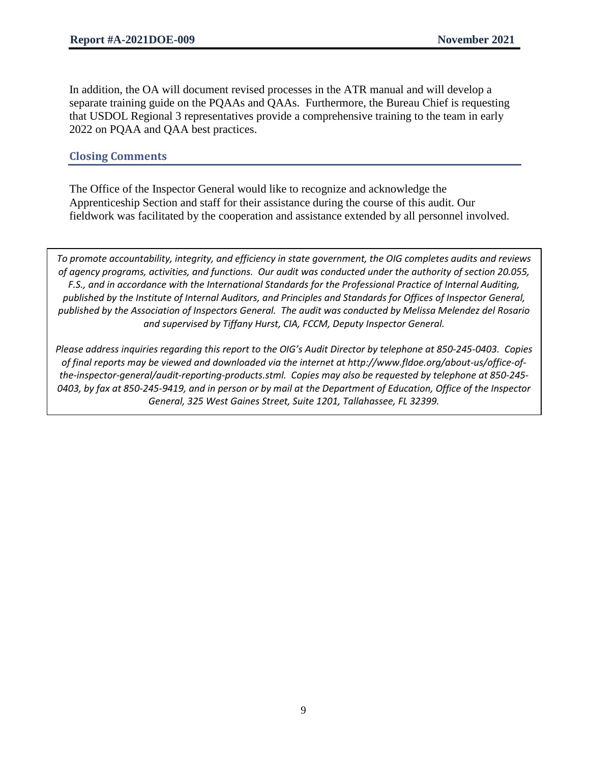In addition, the OA will document revised processes in the ATR manual and will develop a separate training guide on the PQAAs and QAAs. Furthermore, the Bureau Chief is requesting that USDOL Regional 3 representatives provide a comprehensive training to the team in early 2022 on PQAA and QAA best practices.

## Closing Comments

The Office of the Inspector General would like to recognize and acknowledge the Apprenticeship Section and staff for their assistance during the course of this audit. Our fieldwork was facilitated by the cooperation and assistance extended by all personnel involved.

*To promote accountability, integrity, and efficiency in state government, the OIG completes audits and reviews of agency programs, activities, and functions. Our audit was conducted under the authority of section 20.055, F.S., and in accordance with the International Standards for the Professional Practice of Internal Auditing, published by the Institute of Internal Auditors, and Principles and Standards for Offices of Inspector General, published by the Association of Inspectors General. The audit was conducted by Melissa Melendez del Rosario and supervised by Tiffany Hurst, CIA, FCCM, Deputy Inspector General.*

*Please address inquiries regarding this report to the OIG's Audit Director by telephone at 850-245-0403. Copies of final reports may be viewed and downloaded via the internet at http://www.fldoe.org/about-us/office-of-the-inspector-general/audit-reporting-products.stml. Copies may also be requested by telephone at 850-245-0403, by fax at 850-245-9419, and in person or by mail at the Department of Education, Office of the Inspector General, 325 West Gaines Street, Suite 1201, Tallahassee, FL 32399.*